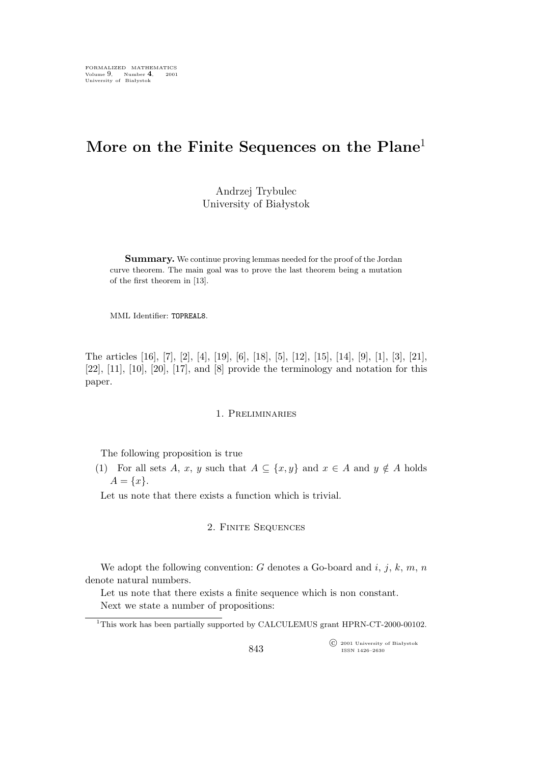# More on the Finite Sequences on the Plane[1]

Andrzej Trybulec
University of Białystok

**Summary.** We continue proving lemmas needed for the proof of the Jordan curve theorem. The main goal was to prove the last theorem being a mutation of the first theorem in [13].

MML Identifier: TOPREAL8.

The articles [16], [7], [2], [4], [19], [6], [18], [5], [12], [15], [14], [9], [1], [3], [21], [22], [11], [10], [20], [17], and [8] provide the terminology and notation for this paper.

## 1. Preliminaries

The following proposition is true

(1) For all sets $A$, $x$, $y$ such that $A \subseteq \{x, y\}$ and $x \in A$ and $y \notin A$ holds $A = \{x\}$.

Let us note that there exists a function which is trivial.

## 2. Finite Sequences

We adopt the following convention: $G$ denotes a Go-board and $i$, $j$, $k$, $m$, $n$ denote natural numbers.

Let us note that there exists a finite sequence which is non constant.

Next we state a number of propositions:

[1] This work has been partially supported by CALCULEMUS grant HPRN-CT-2000-00102.

© 2001 University of Białystok
ISSN 1426–2630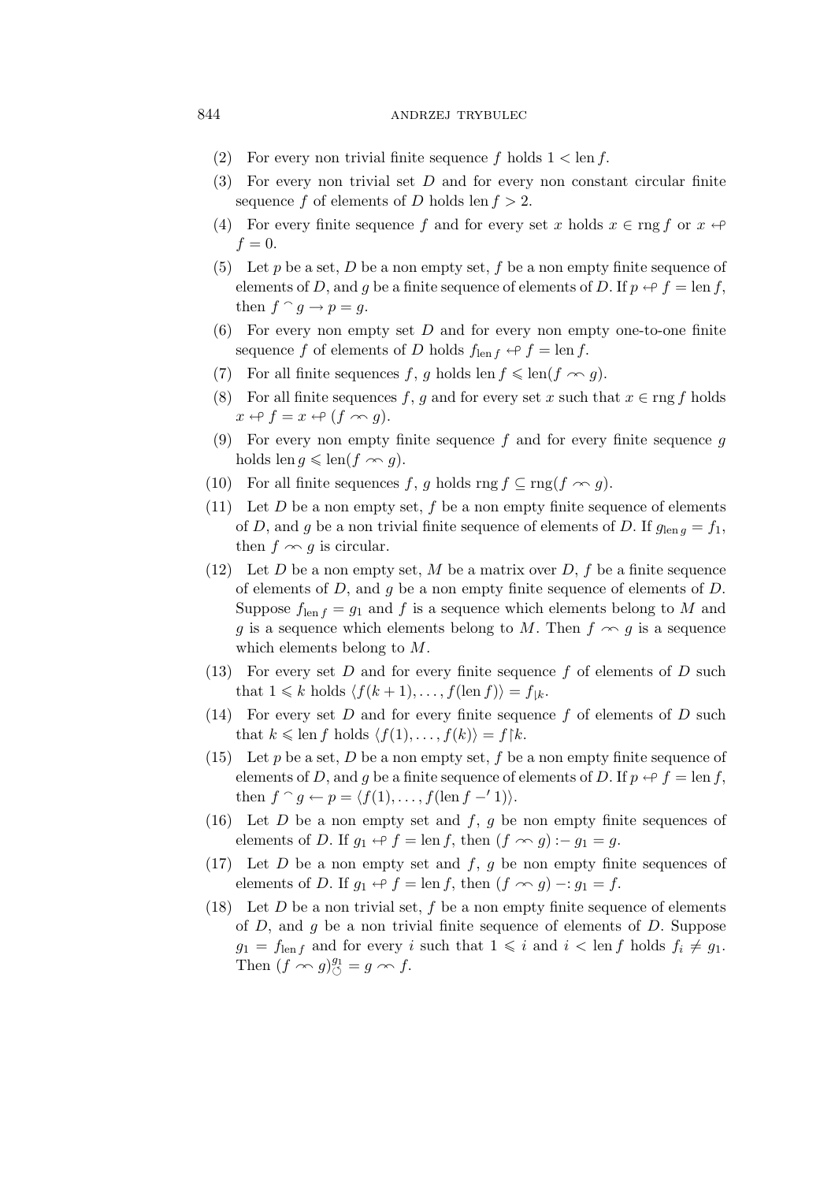(2) For every non trivial finite sequence $f$ holds $1 < \operatorname{len} f$.

(3) For every non trivial set $D$ and for every non constant circular finite sequence $f$ of elements of $D$ holds $\operatorname{len} f > 2$.

(4) For every finite sequence $f$ and for every set $x$ holds $x \in \operatorname{rng} f$ or $x \leftrightarrow f = 0$.

(5) Let $p$ be a set, $D$ be a non empty set, $f$ be a non empty finite sequence of elements of $D$, and $g$ be a finite sequence of elements of $D$. If $p \leftrightarrow f = \operatorname{len} f$, then $f \frown g \rightarrow p = g$.

(6) For every non empty set $D$ and for every non empty one-to-one finite sequence $f$ of elements of $D$ holds $f_{\operatorname{len} f} \leftrightarrow f = \operatorname{len} f$.

(7) For all finite sequences $f$, $g$ holds $\operatorname{len} f \leqslant \operatorname{len}(f \frown g)$.

(8) For all finite sequences $f$, $g$ and for every set $x$ such that $x \in \operatorname{rng} f$ holds $x \leftrightarrow f = x \leftrightarrow (f \frown g)$.

(9) For every non empty finite sequence $f$ and for every finite sequence $g$ holds $\operatorname{len} g \leqslant \operatorname{len}(f \frown g)$.

(10) For all finite sequences $f$, $g$ holds $\operatorname{rng} f \subseteq \operatorname{rng}(f \frown g)$.

(11) Let $D$ be a non empty set, $f$ be a non empty finite sequence of elements of $D$, and $g$ be a non trivial finite sequence of elements of $D$. If $g_{\operatorname{len} g} = f_1$, then $f \frown g$ is circular.

(12) Let $D$ be a non empty set, $M$ be a matrix over $D$, $f$ be a finite sequence of elements of $D$, and $g$ be a non empty finite sequence of elements of $D$. Suppose $f_{\operatorname{len} f} = g_1$ and $f$ is a sequence which elements belong to $M$ and $g$ is a sequence which elements belong to $M$. Then $f \frown g$ is a sequence which elements belong to $M$.

(13) For every set $D$ and for every finite sequence $f$ of elements of $D$ such that $1 \leqslant k$ holds $\langle f(k+1), \ldots, f(\operatorname{len} f) \rangle = f_{\lfloor k}$.

(14) For every set $D$ and for every finite sequence $f$ of elements of $D$ such that $k \leqslant \operatorname{len} f$ holds $\langle f(1), \ldots, f(k) \rangle = f \restriction k$.

(15) Let $p$ be a set, $D$ be a non empty set, $f$ be a non empty finite sequence of elements of $D$, and $g$ be a finite sequence of elements of $D$. If $p \leftrightarrow f = \operatorname{len} f$, then $f \frown g \leftarrow p = \langle f(1), \ldots, f(\operatorname{len} f -' 1) \rangle$.

(16) Let $D$ be a non empty set and $f$, $g$ be non empty finite sequences of elements of $D$. If $g_1 \leftrightarrow f = \operatorname{len} f$, then $(f \frown g) :- g_1 = g$.

(17) Let $D$ be a non empty set and $f$, $g$ be non empty finite sequences of elements of $D$. If $g_1 \leftrightarrow f = \operatorname{len} f$, then $(f \frown g) -: g_1 = f$.

(18) Let $D$ be a non trivial set, $f$ be a non empty finite sequence of elements of $D$, and $g$ be a non trivial finite sequence of elements of $D$. Suppose $g_1 = f_{\operatorname{len} f}$ and for every $i$ such that $1 \leqslant i$ and $i < \operatorname{len} f$ holds $f_i \neq g_1$. Then $(f \frown g)^{g_1}_{\circlearrowleft} = g \frown f$.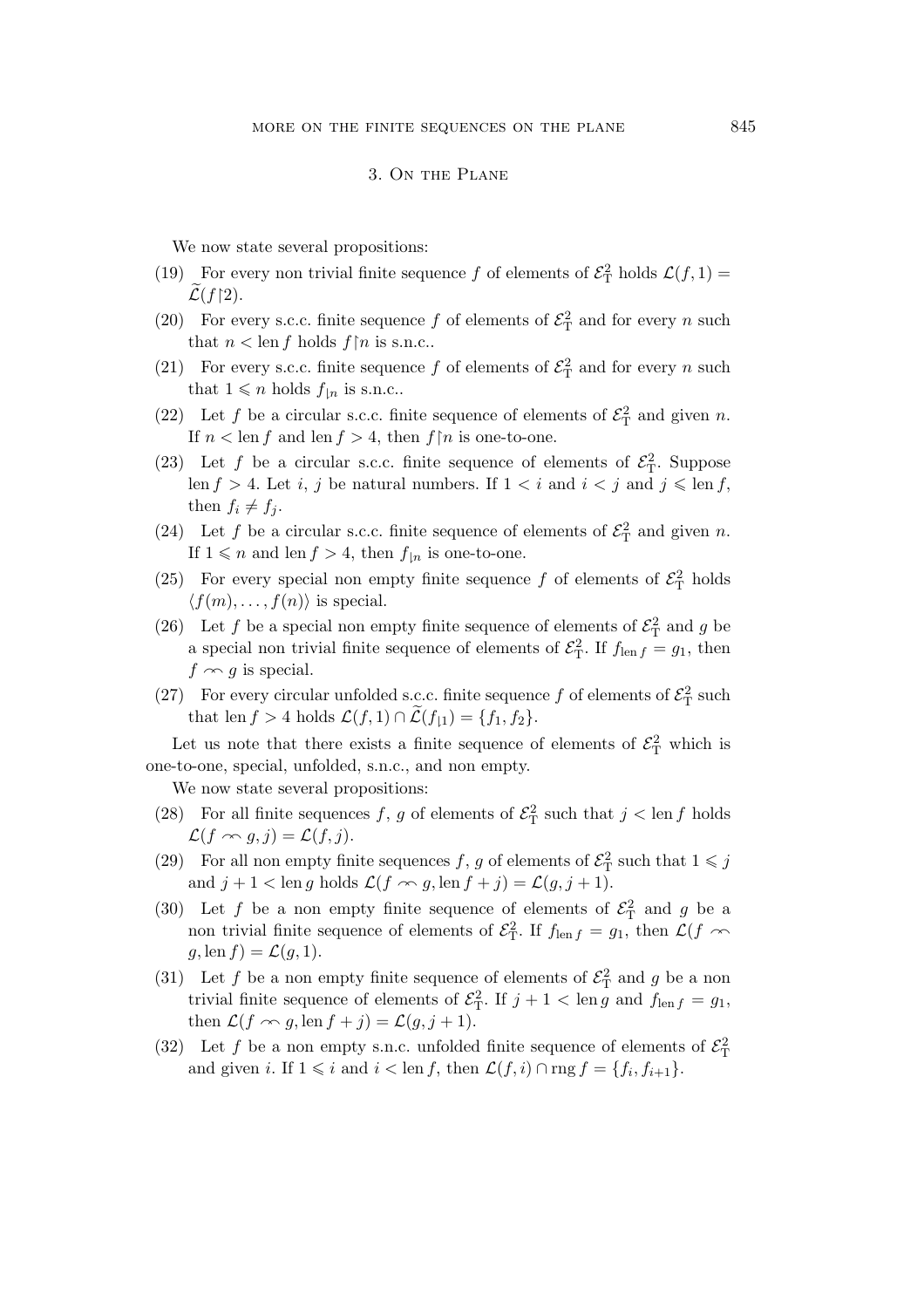## 3. On the Plane

We now state several propositions:

(19) For every non trivial finite sequence $f$ of elements of $\mathcal{E}^2_{\mathrm{T}}$ holds $\mathcal{L}(f,1) = \widetilde{\mathcal{L}}(f{\restriction}2)$.

(20) For every s.c.c. finite sequence $f$ of elements of $\mathcal{E}^2_{\mathrm{T}}$ and for every $n$ such that $n < \operatorname{len} f$ holds $f{\restriction}n$ is s.n.c..

(21) For every s.c.c. finite sequence $f$ of elements of $\mathcal{E}^2_{\mathrm{T}}$ and for every $n$ such that $1 \leqslant n$ holds $f_{\lfloor n}$ is s.n.c..

(22) Let $f$ be a circular s.c.c. finite sequence of elements of $\mathcal{E}^2_{\mathrm{T}}$ and given $n$. If $n < \operatorname{len} f$ and $\operatorname{len} f > 4$, then $f{\restriction}n$ is one-to-one.

(23) Let $f$ be a circular s.c.c. finite sequence of elements of $\mathcal{E}^2_{\mathrm{T}}$. Suppose $\operatorname{len} f > 4$. Let $i$, $j$ be natural numbers. If $1 < i$ and $i < j$ and $j \leqslant \operatorname{len} f$, then $f_i \neq f_j$.

(24) Let $f$ be a circular s.c.c. finite sequence of elements of $\mathcal{E}^2_{\mathrm{T}}$ and given $n$. If $1 \leqslant n$ and $\operatorname{len} f > 4$, then $f_{\lfloor n}$ is one-to-one.

(25) For every special non empty finite sequence $f$ of elements of $\mathcal{E}^2_{\mathrm{T}}$ holds $\langle f(m), \ldots, f(n) \rangle$ is special.

(26) Let $f$ be a special non empty finite sequence of elements of $\mathcal{E}^2_{\mathrm{T}}$ and $g$ be a special non trivial finite sequence of elements of $\mathcal{E}^2_{\mathrm{T}}$. If $f_{\operatorname{len} f} = g_1$, then $f \frown g$ is special.

(27) For every circular unfolded s.c.c. finite sequence $f$ of elements of $\mathcal{E}^2_{\mathrm{T}}$ such that $\operatorname{len} f > 4$ holds $\mathcal{L}(f,1) \cap \widetilde{\mathcal{L}}(f_{\lfloor 1}) = \{f_1, f_2\}$.

Let us note that there exists a finite sequence of elements of $\mathcal{E}^2_{\mathrm{T}}$ which is one-to-one, special, unfolded, s.n.c., and non empty.

We now state several propositions:

(28) For all finite sequences $f$, $g$ of elements of $\mathcal{E}^2_{\mathrm{T}}$ such that $j < \operatorname{len} f$ holds $\mathcal{L}(f \frown g, j) = \mathcal{L}(f, j)$.

(29) For all non empty finite sequences $f$, $g$ of elements of $\mathcal{E}^2_{\mathrm{T}}$ such that $1 \leqslant j$ and $j + 1 < \operatorname{len} g$ holds $\mathcal{L}(f \frown g, \operatorname{len} f + j) = \mathcal{L}(g, j+1)$.

(30) Let $f$ be a non empty finite sequence of elements of $\mathcal{E}^2_{\mathrm{T}}$ and $g$ be a non trivial finite sequence of elements of $\mathcal{E}^2_{\mathrm{T}}$. If $f_{\operatorname{len} f} = g_1$, then $\mathcal{L}(f \frown g, \operatorname{len} f) = \mathcal{L}(g, 1)$.

(31) Let $f$ be a non empty finite sequence of elements of $\mathcal{E}^2_{\mathrm{T}}$ and $g$ be a non trivial finite sequence of elements of $\mathcal{E}^2_{\mathrm{T}}$. If $j + 1 < \operatorname{len} g$ and $f_{\operatorname{len} f} = g_1$, then $\mathcal{L}(f \frown g, \operatorname{len} f + j) = \mathcal{L}(g, j+1)$.

(32) Let $f$ be a non empty s.n.c. unfolded finite sequence of elements of $\mathcal{E}^2_{\mathrm{T}}$ and given $i$. If $1 \leqslant i$ and $i < \operatorname{len} f$, then $\mathcal{L}(f, i) \cap \operatorname{rng} f = \{f_i, f_{i+1}\}$.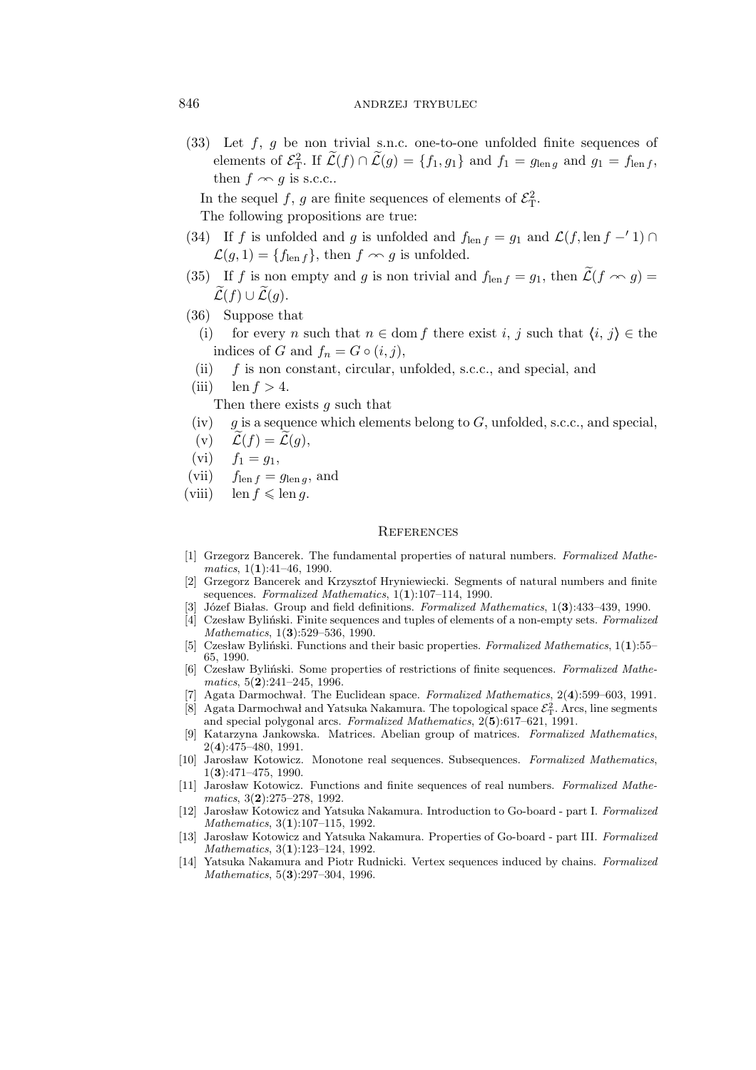(33) Let $f$, $g$ be non trivial s.n.c. one-to-one unfolded finite sequences of elements of $\mathcal{E}^2_{\rm T}$. If $\widetilde{\mathcal{L}}(f) \cap \widetilde{\mathcal{L}}(g) = \{f_1, g_1\}$ and $f_1 = g_{\operatorname{len} g}$ and $g_1 = f_{\operatorname{len} f}$, then $f \frown g$ is s.c.c..

In the sequel $f$, $g$ are finite sequences of elements of $\mathcal{E}^2_{\rm T}$.

The following propositions are true:

(34) If $f$ is unfolded and $g$ is unfolded and $f_{\operatorname{len} f} = g_1$ and $\mathcal{L}(f, \operatorname{len} f -' 1) \cap \mathcal{L}(g, 1) = \{f_{\operatorname{len} f}\}$, then $f \frown g$ is unfolded.

(35) If $f$ is non empty and $g$ is non trivial and $f_{\operatorname{len} f} = g_1$, then $\widetilde{\mathcal{L}}(f \frown g) = \widetilde{\mathcal{L}}(f) \cup \widetilde{\mathcal{L}}(g)$.

(36) Suppose that

- (i) for every $n$ such that $n \in \operatorname{dom} f$ there exist $i$, $j$ such that $\langle i, j \rangle \in$ the indices of $G$ and $f_n = G \circ (i, j)$,
- (ii) $f$ is non constant, circular, unfolded, s.c.c., and special, and
- (iii) $\operatorname{len} f > 4$.

Then there exists $g$ such that

- (iv) $g$ is a sequence which elements belong to $G$, unfolded, s.c.c., and special,
- (v) $\widetilde{\mathcal{L}}(f) = \widetilde{\mathcal{L}}(g)$,
- (vi) $f_1 = g_1$,
- (vii) $f_{\operatorname{len} f} = g_{\operatorname{len} g}$, and
- (viii) $\operatorname{len} f \leqslant \operatorname{len} g$.

## References

[1] Grzegorz Bancerek. The fundamental properties of natural numbers. *Formalized Mathematics*, 1(**1**):41–46, 1990.

[2] Grzegorz Bancerek and Krzysztof Hryniewiecki. Segments of natural numbers and finite sequences. *Formalized Mathematics*, 1(**1**):107–114, 1990.

[3] Józef Białas. Group and field definitions. *Formalized Mathematics*, 1(**3**):433–439, 1990.

[4] Czesław Byliński. Finite sequences and tuples of elements of a non-empty sets. *Formalized Mathematics*, 1(**3**):529–536, 1990.

[5] Czesław Byliński. Functions and their basic properties. *Formalized Mathematics*, 1(**1**):55–65, 1990.

[6] Czesław Byliński. Some properties of restrictions of finite sequences. *Formalized Mathematics*, 5(**2**):241–245, 1996.

[7] Agata Darmochwał. The Euclidean space. *Formalized Mathematics*, 2(**4**):599–603, 1991.

[8] Agata Darmochwał and Yatsuka Nakamura. The topological space $\mathcal{E}^2_{\rm T}$. Arcs, line segments and special polygonal arcs. *Formalized Mathematics*, 2(**5**):617–621, 1991.

[9] Katarzyna Jankowska. Matrices. Abelian group of matrices. *Formalized Mathematics*, 2(**4**):475–480, 1991.

[10] Jarosław Kotowicz. Monotone real sequences. Subsequences. *Formalized Mathematics*, 1(**3**):471–475, 1990.

[11] Jarosław Kotowicz. Functions and finite sequences of real numbers. *Formalized Mathematics*, 3(**2**):275–278, 1992.

[12] Jarosław Kotowicz and Yatsuka Nakamura. Introduction to Go-board - part I. *Formalized Mathematics*, 3(**1**):107–115, 1992.

[13] Jarosław Kotowicz and Yatsuka Nakamura. Properties of Go-board - part III. *Formalized Mathematics*, 3(**1**):123–124, 1992.

[14] Yatsuka Nakamura and Piotr Rudnicki. Vertex sequences induced by chains. *Formalized Mathematics*, 5(**3**):297–304, 1996.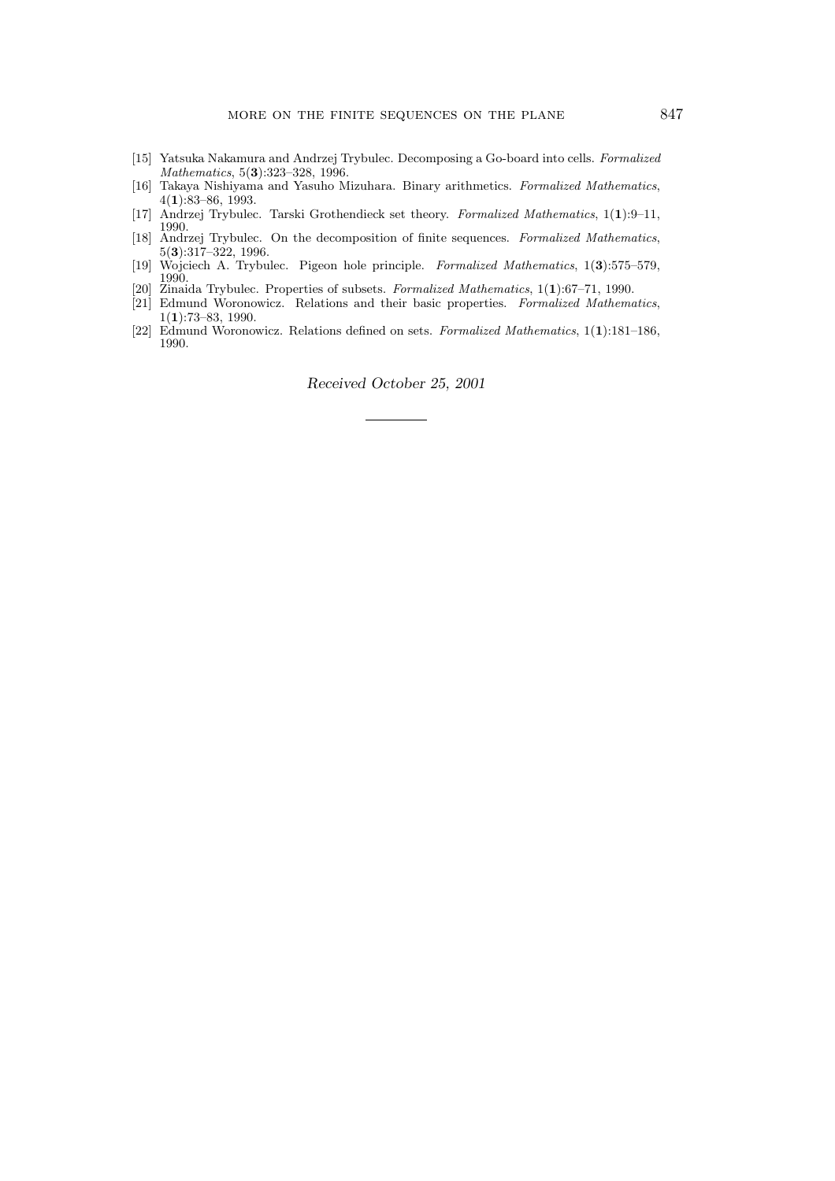[15] Yatsuka Nakamura and Andrzej Trybulec. Decomposing a Go-board into cells. *Formalized Mathematics*, 5(**3**):323–328, 1996.

[16] Takaya Nishiyama and Yasuho Mizuhara. Binary arithmetics. *Formalized Mathematics*, 4(**1**):83–86, 1993.

[17] Andrzej Trybulec. Tarski Grothendieck set theory. *Formalized Mathematics*, 1(**1**):9–11, 1990.

[18] Andrzej Trybulec. On the decomposition of finite sequences. *Formalized Mathematics*, 5(**3**):317–322, 1996.

[19] Wojciech A. Trybulec. Pigeon hole principle. *Formalized Mathematics*, 1(**3**):575–579, 1990.

[20] Zinaida Trybulec. Properties of subsets. *Formalized Mathematics*, 1(**1**):67–71, 1990.

[21] Edmund Woronowicz. Relations and their basic properties. *Formalized Mathematics*, 1(**1**):73–83, 1990.

[22] Edmund Woronowicz. Relations defined on sets. *Formalized Mathematics*, 1(**1**):181–186, 1990.

*Received October 25, 2001*